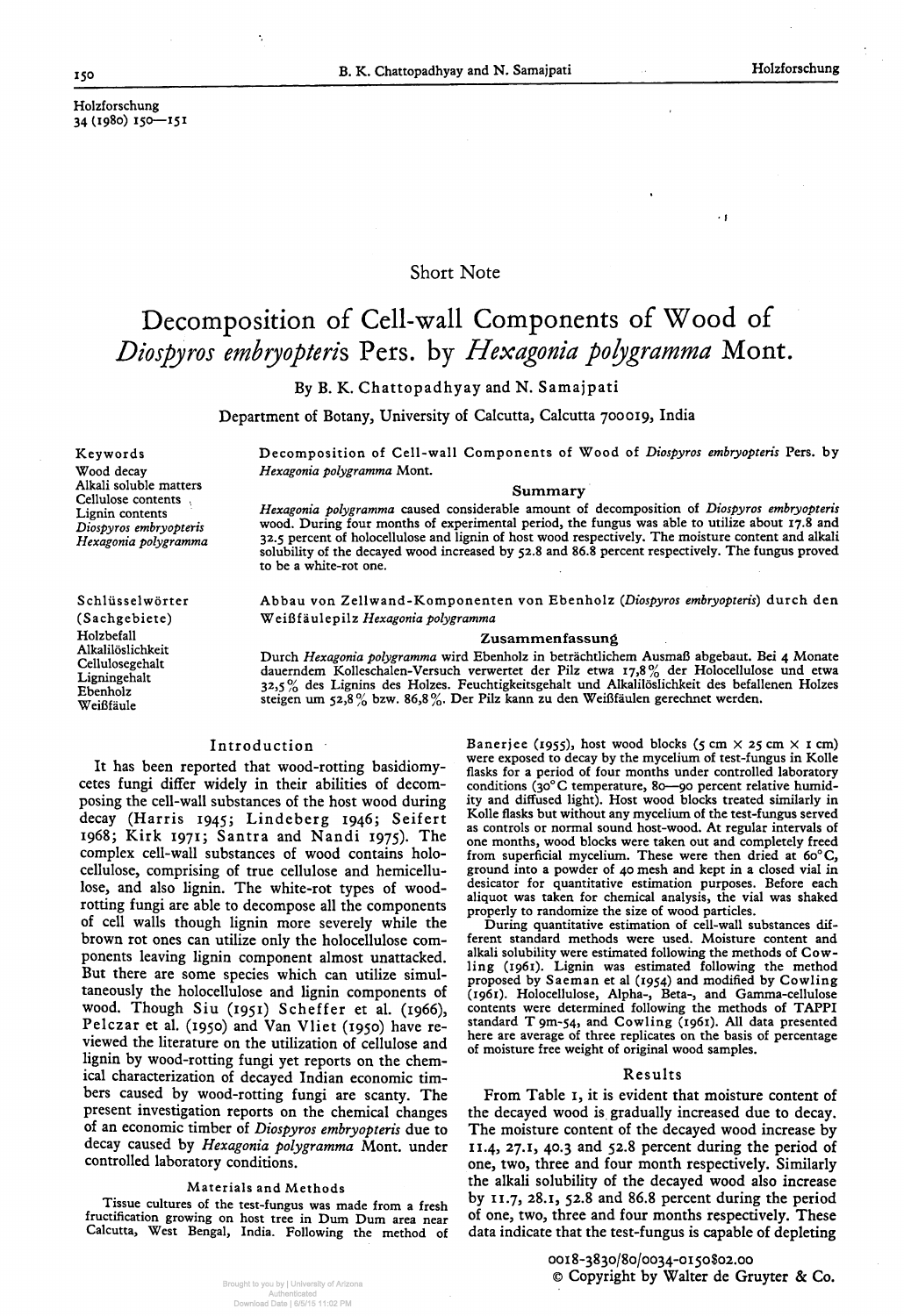Short Note

# Decomposition of Cell-wall Components of Wood of *Diospyros embryopteris* Pers. by *Hexagonia polygramma* Mont.

By B. K. Chattopadhyay and N. Samajpati

Department of Botany, University of Calcutta, Calcutta 700019, India

**Keywords**
Wood decay
Alkali soluble matters
Cellulose contents
Lignin contents
*Diospyros embryopteris*
*Hexagonia polygramma*

**Decomposition of Cell-wall Components of Wood of *Diospyros embryopteris* Pers. by *Hexagonia polygramma* Mont.**

## Summary

*Hexagonia polygramma* caused considerable amount of decomposition of *Diospyros embryopteris* wood. During four months of experimental period, the fungus was able to utilize about 17.8 and 32.5 percent of holocellulose and lignin of host wood respectively. The moisture content and alkali solubility of the decayed wood increased by 52.8 and 86.8 percent respectively. The fungus proved to be a white-rot one.

**Schlüsselwörter (Sachgebiete)**
Holzbefall
Alkalilöslichkeit
Cellulosegehalt
Ligningehalt
Ebenholz
Weißfäule

**Abbau von Zellwand-Komponenten von Ebenholz (*Diospyros embryopteris*) durch den Weißfäulepilz *Hexagonia polygramma***

## Zusammenfassung

Durch *Hexagonia polygramma* wird Ebenholz in beträchtlichem Ausmaß abgebaut. Bei 4 Monate dauerndem Kolleschalen-Versuch verwertet der Pilz etwa 17,8% der Holocellulose und etwa 32,5% des Lignins des Holzes. Feuchtigkeitsgehalt und Alkalilöslichkeit des befallenen Holzes steigen um 52,8% bzw. 86,8%. Der Pilz kann zu den Weißfäulen gerechnet werden.

## Introduction

It has been reported that wood-rotting basidiomycetes fungi differ widely in their abilities of decomposing the cell-wall substances of the host wood during decay (Harris 1945; Lindeberg 1946; Seifert 1968; Kirk 1971; Santra and Nandi 1975). The complex cell-wall substances of wood contains holocellulose, comprising of true cellulose and hemicellulose, and also lignin. The white-rot types of wood-rotting fungi are able to decompose all the components of cell walls though lignin more severely while the brown rot ones can utilize only the holocellulose components leaving lignin component almost unattacked. But there are some species which can utilize simultaneously the holocellulose and lignin components of wood. Though Siu (1951) Scheffer et al. (1966), Pelczar et al. (1950) and Van Vliet (1950) have reviewed the literature on the utilization of cellulose and lignin by wood-rotting fungi yet reports on the chemical characterization of decayed Indian economic timbers caused by wood-rotting fungi are scanty. The present investigation reports on the chemical changes of an economic timber of *Diospyros embryopteris* due to decay caused by *Hexagonia polygramma* Mont. under controlled laboratory conditions.

## Materials and Methods

Tissue cultures of the test-fungus was made from a fresh fructification growing on host tree in Dum Dum area near Calcutta, West Bengal, India. Following the method of Banerjee (1955), host wood blocks (5 cm × 25 cm × 1 cm) were exposed to decay by the mycelium of test-fungus in Kolle flasks for a period of four months under controlled laboratory conditions (30° C temperature, 80—90 percent relative humidity and diffused light). Host wood blocks treated similarly in Kolle flasks but without any mycelium of the test-fungus served as controls or normal sound host-wood. At regular intervals of one months, wood blocks were taken out and completely freed from superficial mycelium. These were then dried at 60° C, ground into a powder of 40 mesh and kept in a closed vial in desicator for quantitative estimation purposes. Before each aliquot was taken for chemical analysis, the vial was shaked properly to randomize the size of wood particles.

During quantitative estimation of cell-wall substances different standard methods were used. Moisture content and alkali solubility were estimated following the methods of Cowling (1961). Lignin was estimated following the method proposed by Saeman et al (1954) and modified by Cowling (1961). Holocellulose, Alpha-, Beta-, and Gamma-cellulose contents were determined following the methods of TAPPI standard T 9m-54, and Cowling (1961). All data presented here are average of three replicates on the basis of percentage of moisture free weight of original wood samples.

## Results

From Table 1, it is evident that moisture content of the decayed wood is gradually increased due to decay. The moisture content of the decayed wood increase by 11.4, 27.1, 40.3 and 52.8 percent during the period of one, two, three and four month respectively. Similarly the alkali solubility of the decayed wood also increase by 11.7, 28.1, 52.8 and 86.8 percent during the period of one, two, three and four months respectively. These data indicate that the test-fungus is capable of depleting

0018-3830/80/0034-0150$02.00
© Copyright by Walter de Gruyter & Co.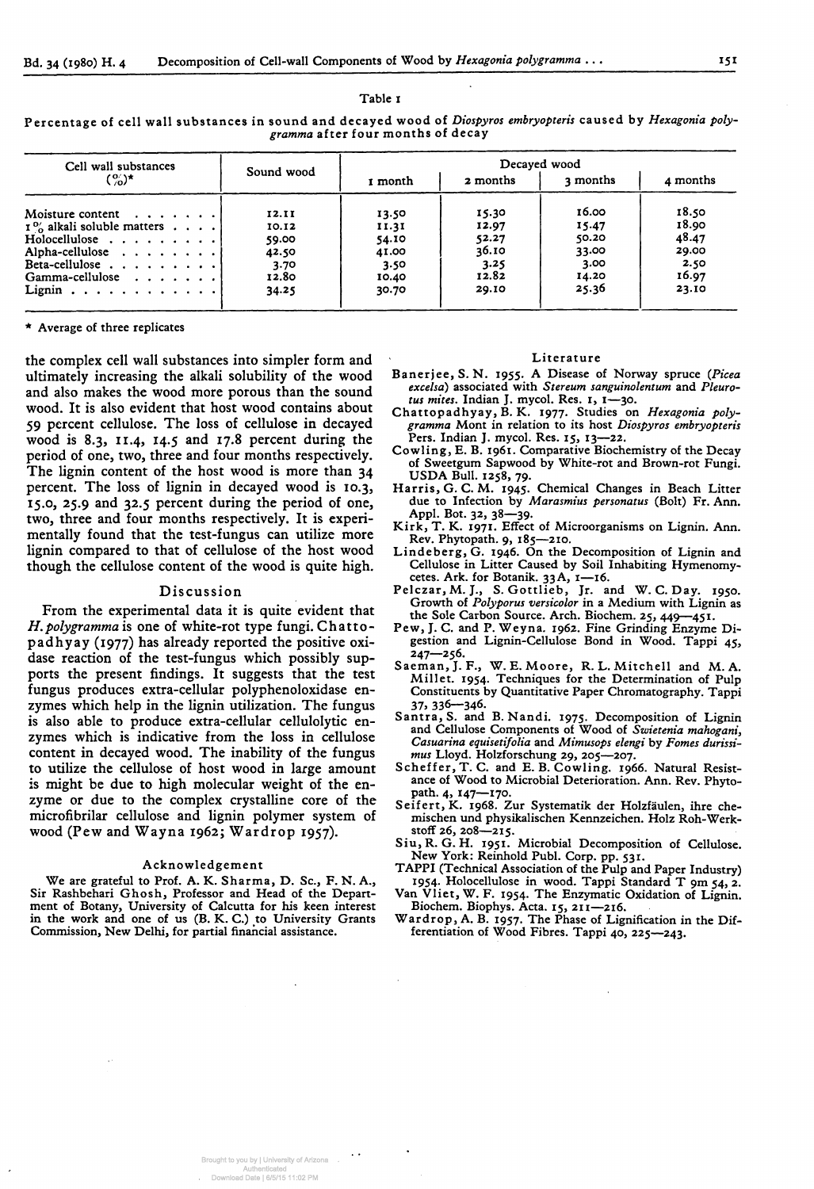Table 1

Percentage of cell wall substances in sound and decayed wood of *Diospyros embryopteris* caused by *Hexagonia polygramma* after four months of decay

| Cell wall substances (%)* | Sound wood | Decayed wood | | | |
|---|---|---|---|---|---|
| | | 1 month | 2 months | 3 months | 4 months |
| Moisture content | 12.11 | 13.50 | 15.30 | 16.00 | 18.50 |
| 1% alkali soluble matters | 10.12 | 11.31 | 12.97 | 15.47 | 18.90 |
| Holocellulose | 59.00 | 54.10 | 52.27 | 50.20 | 48.47 |
| Alpha-cellulose | 42.50 | 41.00 | 36.10 | 33.00 | 29.00 |
| Beta-cellulose | 3.70 | 3.50 | 3.25 | 3.00 | 2.50 |
| Gamma-cellulose | 12.80 | 10.40 | 12.82 | 14.20 | 16.97 |
| Lignin | 34.25 | 30.70 | 29.10 | 25.36 | 23.10 |

* Average of three replicates

the complex cell wall substances into simpler form and ultimately increasing the alkali solubility of the wood and also makes the wood more porous than the sound wood. It is also evident that host wood contains about 59 percent cellulose. The loss of cellulose in decayed wood is 8.3, 11.4, 14.5 and 17.8 percent during the period of one, two, three and four months respectively. The lignin content of the host wood is more than 34 percent. The loss of lignin in decayed wood is 10.3, 15.0, 25.9 and 32.5 percent during the period of one, two, three and four months respectively. It is experimentally found that the test-fungus can utilize more lignin compared to that of cellulose of the host wood though the cellulose content of the wood is quite high.

## Discussion

From the experimental data it is quite evident that *H. polygramma* is one of white-rot type fungi. Chattopadhyay (1977) has already reported the positive oxidase reaction of the test-fungus which possibly supports the present findings. It suggests that the test fungus produces extra-cellular polyphenoloxidase enzymes which help in the lignin utilization. The fungus is also able to produce extra-cellular cellulolytic enzymes which is indicative from the loss in cellulose content in decayed wood. The inability of the fungus to utilize the cellulose of host wood in large amount is might be due to high molecular weight of the enzyme or due to the complex crystalline core of the microfibrilar cellulose and lignin polymer system of wood (Pew and Wayna 1962; Wardrop 1957).

### Acknowledgement

We are grateful to Prof. A. K. Sharma, D. Sc., F. N. A., Sir Rashbehari Ghosh, Professor and Head of the Department of Botany, University of Calcutta for his keen interest in the work and one of us (B. K. C.) to University Grants Commission, New Delhi, for partial financial assistance.

## Literature

Banerjee, S. N. 1955. A Disease of Norway spruce (*Picea excelsa*) associated with *Stereum sanguinolentum* and *Pleurotus mites*. Indian J. mycol. Res. 1, 1—30.

Chattopadhyay, B. K. 1977. Studies on *Hexagonia polygramma* Mont in relation to its host *Diospyros embryopteris* Pers. Indian J. mycol. Res. 15, 13—22.

Cowling, E. B. 1961. Comparative Biochemistry of the Decay of Sweetgum Sapwood by White-rot and Brown-rot Fungi. USDA Bull. 1258, 79.

Harris, G. C. M. 1945. Chemical Changes in Beach Litter due to Infection by *Marasmius personatus* (Bolt) Fr. Ann. Appl. Bot. 32, 38—39.

Kirk, T. K. 1971. Effect of Microorganisms on Lignin. Ann. Rev. Phytopath. 9, 185—210.

Lindeberg, G. 1946. On the Decomposition of Lignin and Cellulose in Litter Caused by Soil Inhabiting Hymenomycetes. Ark. for Botanik. 33A, 1—16.

Pelczar, M. J., S. Gottlieb, Jr. and W. C. Day. 1950. Growth of *Polyporus versicolor* in a Medium with Lignin as the Sole Carbon Source. Arch. Biochem. 25, 449—451.

Pew, J. C. and P. Weyna. 1962. Fine Grinding Enzyme Digestion and Lignin-Cellulose Bond in Wood. Tappi 45, 247—256.

Saeman, J. F., W. E. Moore, R. L. Mitchell and M. A. Millet. 1954. Techniques for the Determination of Pulp Constituents by Quantitative Paper Chromatography. Tappi 37, 336—346.

Santra, S. and B. Nandi. 1975. Decomposition of Lignin and Cellulose Components of Wood of *Swietenia mahogani*, *Casuarina equisetifolia* and *Mimusops elengi* by *Fomes durissimus* Lloyd. Holzforschung 29, 205—207.

Scheffer, T. C. and E. B. Cowling. 1966. Natural Resistance of Wood to Microbial Deterioration. Ann. Rev. Phytopath. 4, 147—170.

Seifert, K. 1968. Zur Systematik der Holzfäulen, ihre chemischen und physikalischen Kennzeichen. Holz Roh-Werkstoff 26, 208—215.

Siu, R. G. H. 1951. Microbial Decomposition of Cellulose. New York: Reinhold Publ. Corp. pp. 531.

TAPPI (Technical Association of the Pulp and Paper Industry) 1954. Holocellulose in wood. Tappi Standard T 9m 54, 2.

Van Vliet, W. F. 1954. The Enzymatic Oxidation of Lignin. Biochem. Biophys. Acta. 15, 211—216.

Wardrop, A. B. 1957. The Phase of Lignification in the Differentiation of Wood Fibres. Tappi 40, 225—243.